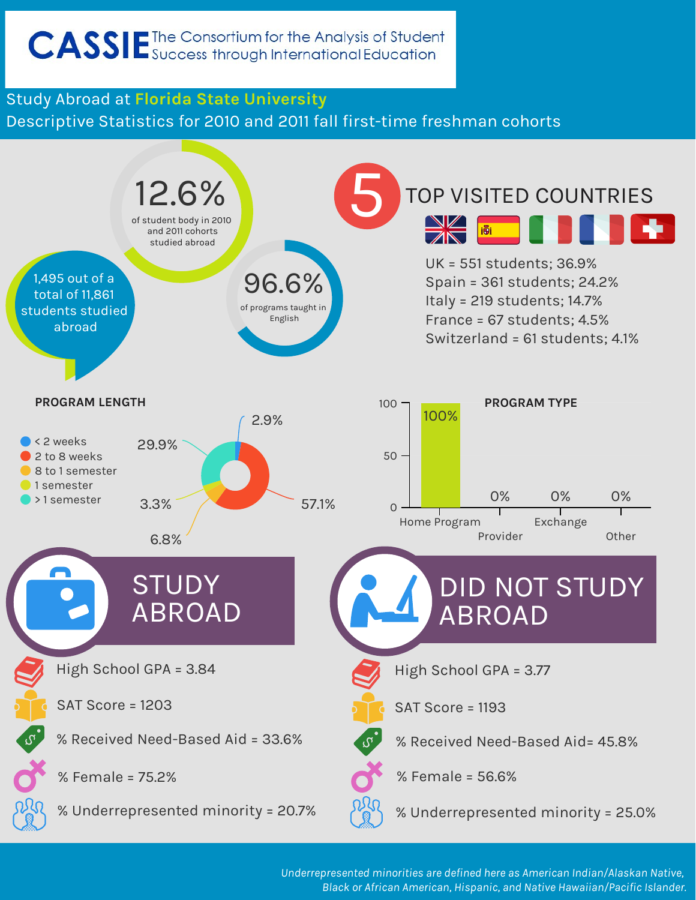# CASSIE The Consortium for the Analysis of Student Success through International Education

## Study Abroad at Florida State University

## Descriptive Statistics for 2010 and 2011 fall first-time freshman cohorts

**12.6%** of student body in 2010 and 2011 cohorts studied abroad

1,495 out of a total of 11,861 students studied abroad

**96.6%** of programs taught in English

## 5 TOP VISITED COUNTRIES

- UK = 551 students; 36.9%
- Spain = 361 students; 24.2%
- Italy = 219 students; 14.7%
- France = 67 students; 4.5%
- Switzerland = 61 students; 4.1%

### PROGRAM LENGTH

| Program Length | Percentage |
|---|---|
| < 2 weeks | 2.9% |
| 2 to 8 weeks | 57.1% |
| 8 to 1 semester | 6.8% |
| 1 semester | 3.3% |
| > 1 semester | 29.9% |

### PROGRAM TYPE

| Program Type | Percentage |
|---|---|
| Home Program | 100% |
| Provider | 0% |
| Exchange | 0% |
| Other | 0% |

| | STUDY ABROAD | DID NOT STUDY ABROAD |
|---|---|---|
| High School GPA | 3.84 | 3.77 |
| SAT Score | 1203 | 1193 |
| % Received Need-Based Aid | 33.6% | 45.8% |
| % Female | 75.2% | 56.6% |
| % Underrepresented minority | 20.7% | 25.0% |

*Underrepresented minorities are defined here as American Indian/Alaskan Native, Black or African American, Hispanic, and Native Hawaiian/Pacific Islander.*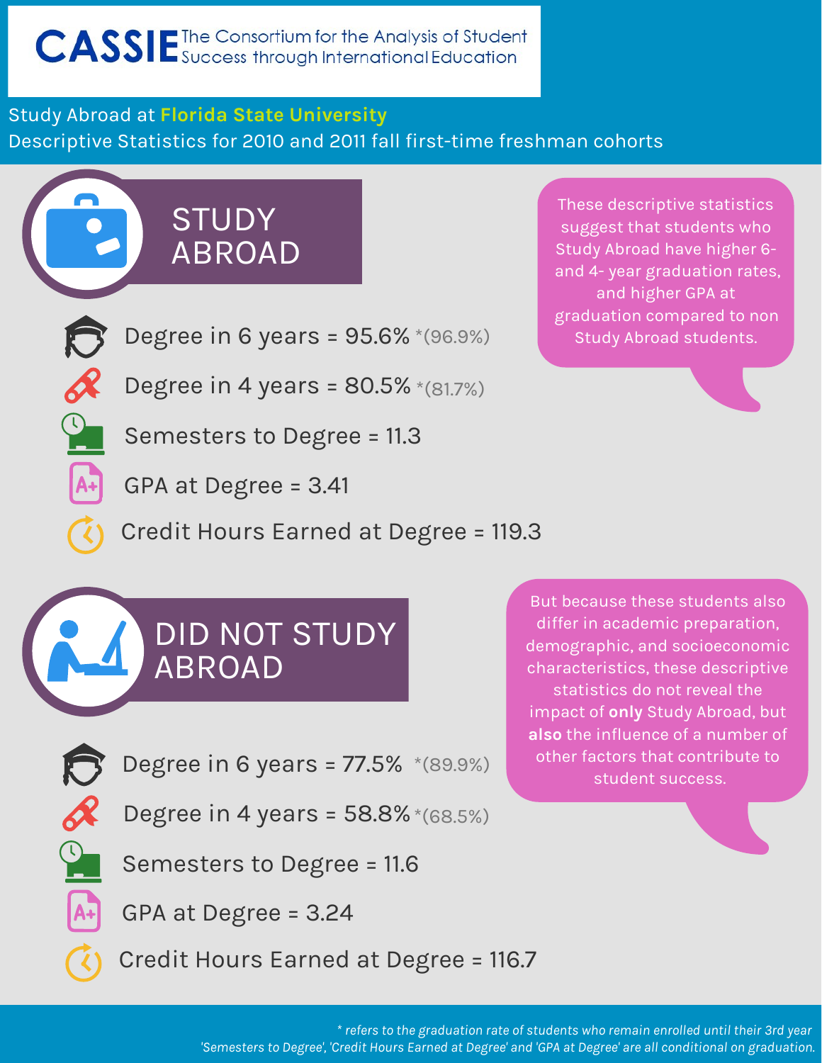# CASSIE The Consortium for the Analysis of Student Success through International Education

Study Abroad at **Florida State University**

Descriptive Statistics for 2010 and 2011 fall first-time freshman cohorts

## STUDY ABROAD

- Degree in 6 years = 95.6% *(96.9%)
- Degree in 4 years = 80.5% *(81.7%)
- Semesters to Degree = 11.3
- GPA at Degree = 3.41
- Credit Hours Earned at Degree = 119.3

These descriptive statistics suggest that students who Study Abroad have higher 6- and 4- year graduation rates, and higher GPA at graduation compared to non Study Abroad students.

## DID NOT STUDY ABROAD

- Degree in 6 years = 77.5% *(89.9%)
- Degree in 4 years = 58.8% *(68.5%)
- Semesters to Degree = 11.6
- GPA at Degree = 3.24
- Credit Hours Earned at Degree = 116.7

But because these students also differ in academic preparation, demographic, and socioeconomic characteristics, these descriptive statistics do not reveal the impact of **only** Study Abroad, but **also** the influence of a number of other factors that contribute to student success.

*\* refers to the graduation rate of students who remain enrolled until their 3rd year*

*'Semesters to Degree', 'Credit Hours Earned at Degree' and 'GPA at Degree' are all conditional on graduation.*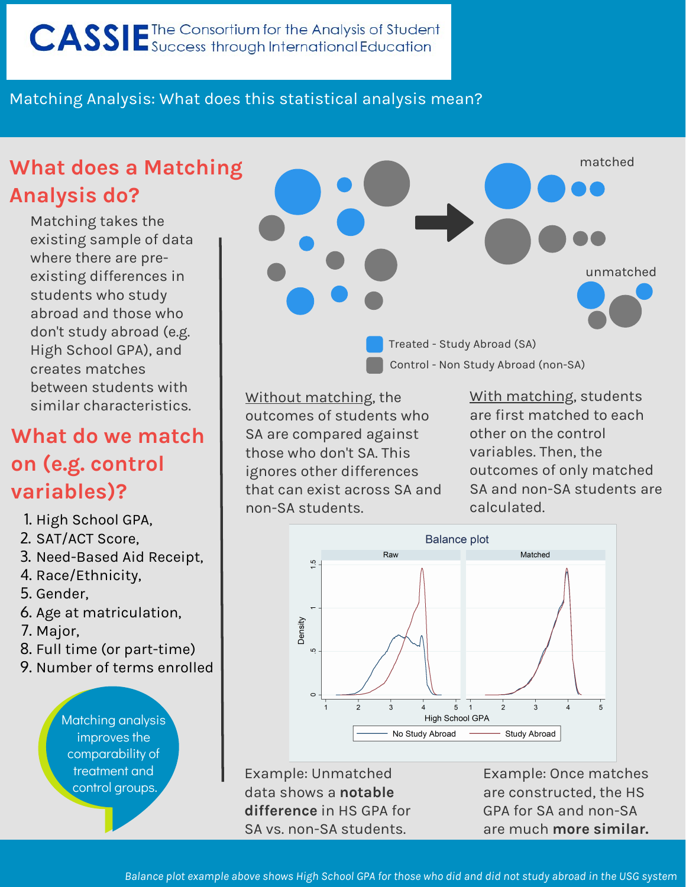CASSIE The Consortium for the Analysis of Student Success through International Education

Matching Analysis: What does this statistical analysis mean?

## What does a Matching Analysis do?

Matching takes the existing sample of data where there are pre-existing differences in students who study abroad and those who don't study abroad (e.g. High School GPA), and creates matches between students with similar characteristics.

## What do we match on (e.g. control variables)?

1. High School GPA,
2. SAT/ACT Score,
3. Need-Based Aid Receipt,
4. Race/Ethnicity,
5. Gender,
6. Age at matriculation,
7. Major,
8. Full time (or part-time)
9. Number of terms enrolled

Matching analysis improves the comparability of treatment and control groups.

matched

unmatched

Treated - Study Abroad (SA)

Control - Non Study Abroad (non-SA)

Without matching, the outcomes of students who SA are compared against those who don't SA. This ignores other differences that can exist across SA and non-SA students.

With matching, students are first matched to each other on the control variables. Then, the outcomes of only matched SA and non-SA students are calculated.

Balance plot

Raw | Matched

Density

High School GPA

No Study Abroad | Study Abroad

Example: Unmatched data shows a **notable difference** in HS GPA for SA vs. non-SA students.

Example: Once matches are constructed, the HS GPA for SA and non-SA are much **more similar.**

*Balance plot example above shows High School GPA for those who did and did not study abroad in the USG system*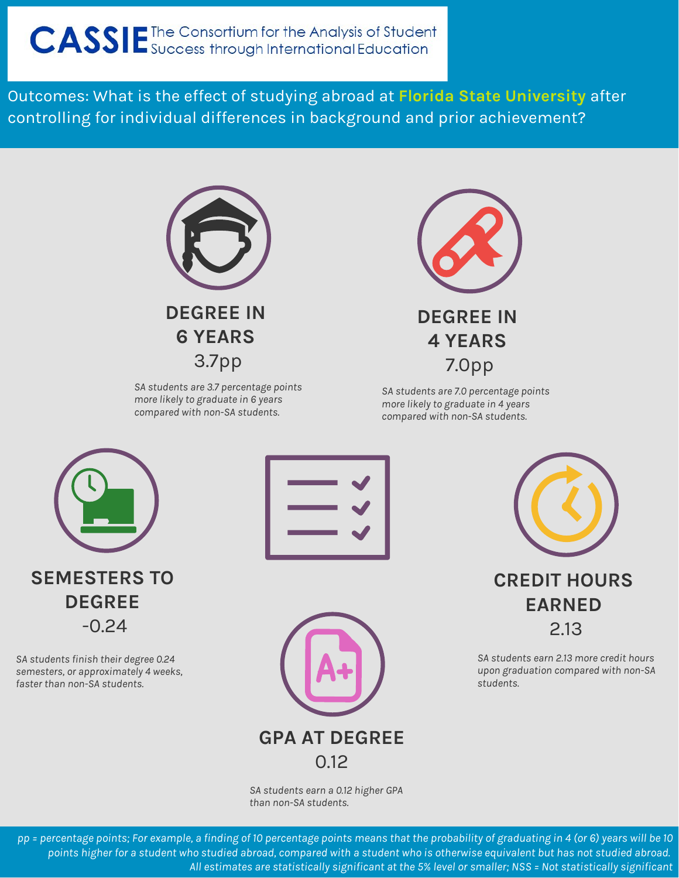# CASSIE The Consortium for the Analysis of Student Success through International Education

Outcomes: What is the effect of studying abroad at **Florida State University** after controlling for individual differences in background and prior achievement?

### DEGREE IN 6 YEARS

3.7pp

*SA students are 3.7 percentage points more likely to graduate in 6 years compared with non-SA students.*

### DEGREE IN 4 YEARS

7.0pp

*SA students are 7.0 percentage points more likely to graduate in 4 years compared with non-SA students.*

### SEMESTERS TO DEGREE

-0.24

*SA students finish their degree 0.24 semesters, or approximately 4 weeks, faster than non-SA students.*

### CREDIT HOURS EARNED

2.13

*SA students earn 2.13 more credit hours upon graduation compared with non-SA students.*

### GPA AT DEGREE

0.12

*SA students earn a 0.12 higher GPA than non-SA students.*

*pp = percentage points; For example, a finding of 10 percentage points means that the probability of graduating in 4 (or 6) years will be 10 points higher for a student who studied abroad, compared with a student who is otherwise equivalent but has not studied abroad. All estimates are statistically significant at the 5% level or smaller; NSS = Not statistically significant*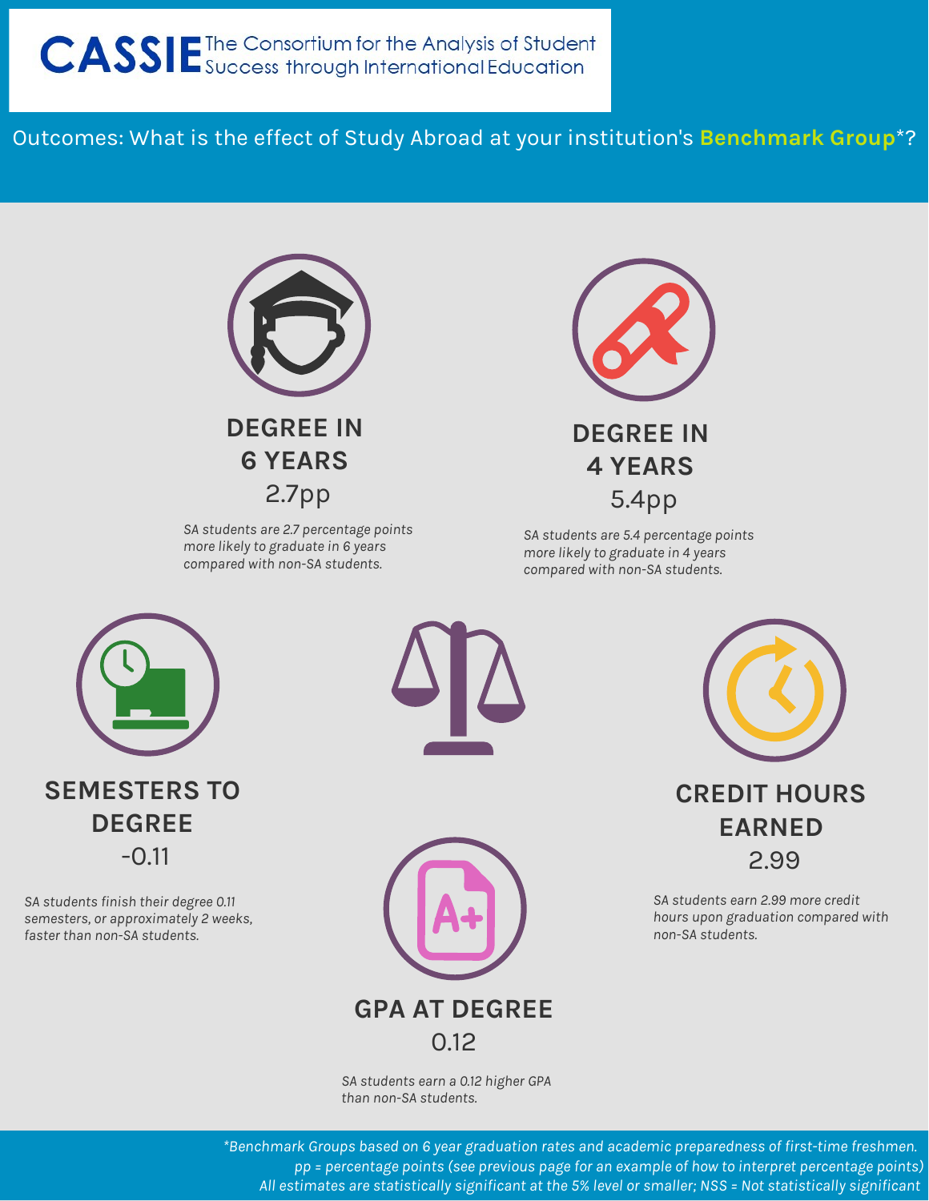# CASSIE The Consortium for the Analysis of Student Success through International Education

## Outcomes: What is the effect of Study Abroad at your institution's Benchmark Group*?

### DEGREE IN 6 YEARS

2.7pp

*SA students are 2.7 percentage points more likely to graduate in 6 years compared with non-SA students.*

### DEGREE IN 4 YEARS

5.4pp

*SA students are 5.4 percentage points more likely to graduate in 4 years compared with non-SA students.*

### SEMESTERS TO DEGREE

-0.11

*SA students finish their degree 0.11 semesters, or approximately 2 weeks, faster than non-SA students.*

### CREDIT HOURS EARNED

2.99

*SA students earn 2.99 more credit hours upon graduation compared with non-SA students.*

### GPA AT DEGREE

0.12

*SA students earn a 0.12 higher GPA than non-SA students.*

*\*Benchmark Groups based on 6 year graduation rates and academic preparedness of first-time freshmen.*
*pp = percentage points (see previous page for an example of how to interpret percentage points)*
*All estimates are statistically significant at the 5% level or smaller; NSS = Not statistically significant*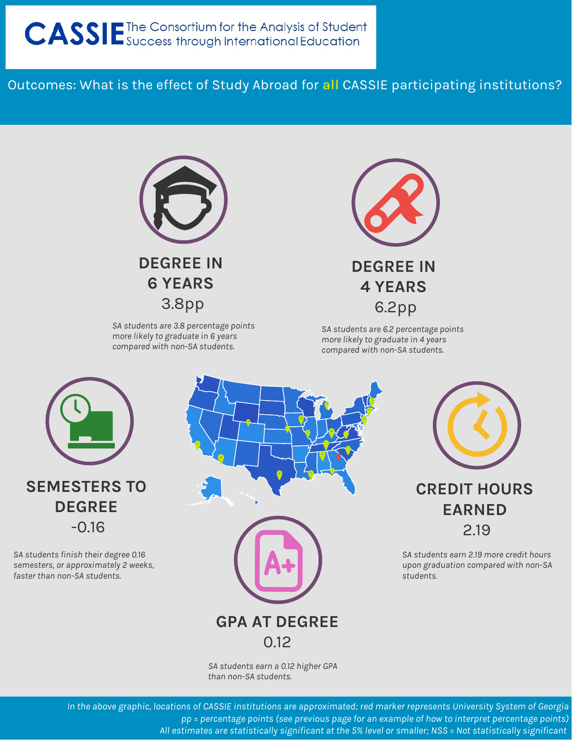# CASSIE The Consortium for the Analysis of Student Success through International Education

## Outcomes: What is the effect of Study Abroad for all CASSIE participating institutions?

### DEGREE IN 6 YEARS
3.8pp

*SA students are 3.8 percentage points more likely to graduate in 6 years compared with non-SA students.*

### DEGREE IN 4 YEARS
6.2pp

*SA students are 6.2 percentage points more likely to graduate in 4 years compared with non-SA students.*

### SEMESTERS TO DEGREE
-0.16

*SA students finish their degree 0.16 semesters, or approximately 2 weeks, faster than non-SA students.*

### CREDIT HOURS EARNED
2.19

*SA students earn 2.19 more credit hours upon graduation compared with non-SA students.*

### GPA AT DEGREE
0.12

*SA students earn a 0.12 higher GPA than non-SA students.*

*In the above graphic, locations of CASSIE institutions are approximated; red marker represents University System of Georgia*
*pp = percentage points (see previous page for an example of how to interpret percentage points)*
*All estimates are statistically significant at the 5% level or smaller; NSS = Not statistically significant*